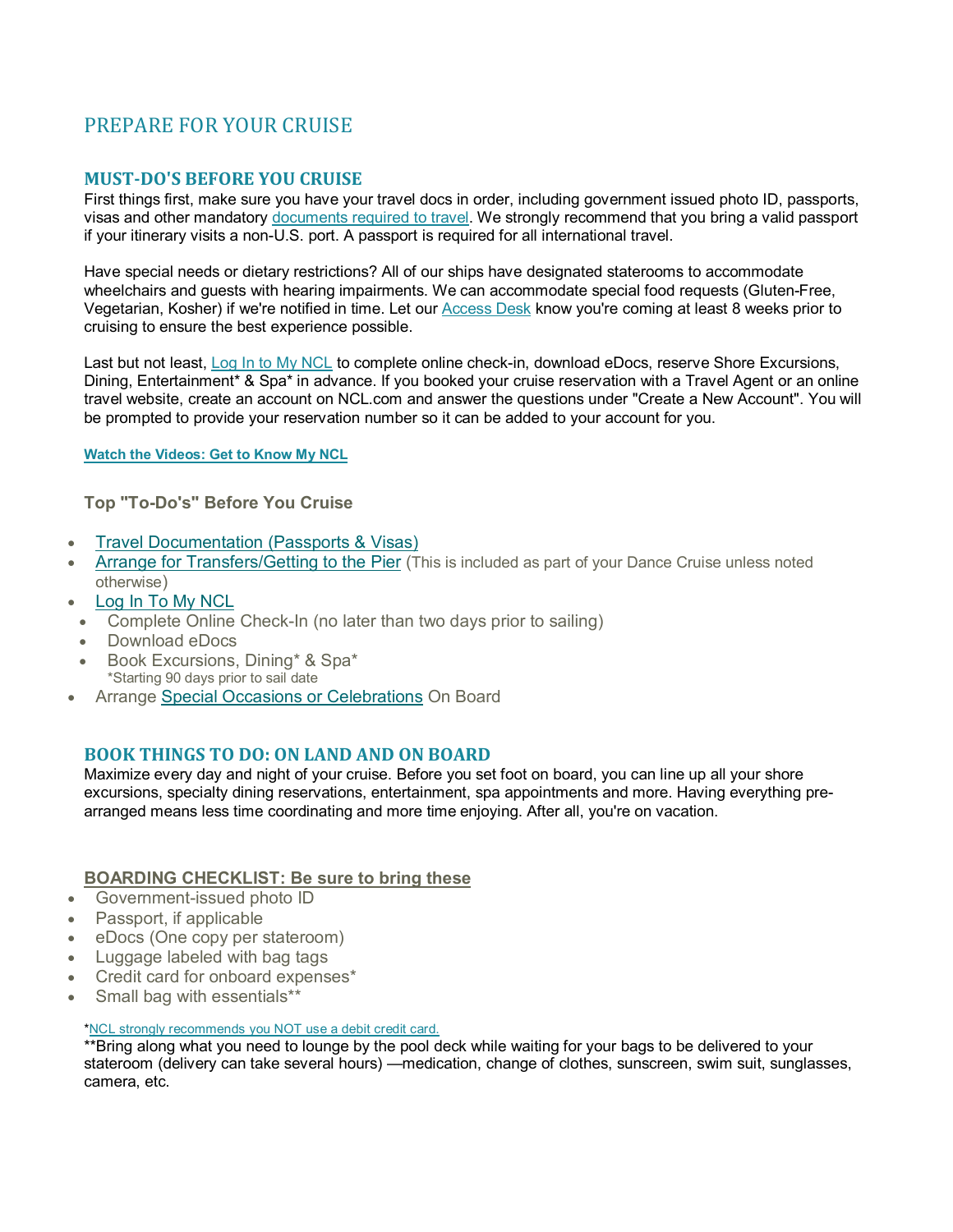# PREPARE FOR YOUR CRUISE

## MUST-DO'S BEFORE YOU CRUISE

First things first, make sure you have your travel docs in order, including government issued photo ID, passports, visas and other mandatory documents required to travel. We strongly recommend that you bring a valid passport if your itinerary visits a non-U.S. port. A passport is required for all international travel.

Have special needs or dietary restrictions? All of our ships have designated staterooms to accommodate wheelchairs and guests with hearing impairments. We can accommodate special food requests (Gluten-Free, Vegetarian, Kosher) if we're notified in time. Let our Access Desk know you're coming at least 8 weeks prior to cruising to ensure the best experience possible.

Last but not least, Log In to My NCL to complete online check-in, download eDocs, reserve Shore Excursions, Dining, Entertainment* & Spa* in advance. If you booked your cruise reservation with a Travel Agent or an online travel website, create an account on NCL.com and answer the questions under "Create a New Account". You will be prompted to provide your reservation number so it can be added to your account for you.

**Watch the Videos: Get to Know My NCL**

### Top "To-Do's" Before You Cruise

- Travel Documentation (Passports & Visas)
- Arrange for Transfers/Getting to the Pier (This is included as part of your Dance Cruise unless noted otherwise)
- Log In To My NCL
  - Complete Online Check-In (no later than two days prior to sailing)
  - Download eDocs
  - Book Excursions, Dining* & Spa*
    *Starting 90 days prior to sail date
- Arrange Special Occasions or Celebrations On Board

## BOOK THINGS TO DO: ON LAND AND ON BOARD

Maximize every day and night of your cruise. Before you set foot on board, you can line up all your shore excursions, specialty dining reservations, entertainment, spa appointments and more. Having everything pre-arranged means less time coordinating and more time enjoying. After all, you're on vacation.

### BOARDING CHECKLIST: Be sure to bring these

- Government-issued photo ID
- Passport, if applicable
- eDocs (One copy per stateroom)
- Luggage labeled with bag tags
- Credit card for onboard expenses*
- Small bag with essentials**

*NCL strongly recommends you NOT use a debit credit card.

**Bring along what you need to lounge by the pool deck while waiting for your bags to be delivered to your stateroom (delivery can take several hours) —medication, change of clothes, sunscreen, swim suit, sunglasses, camera, etc.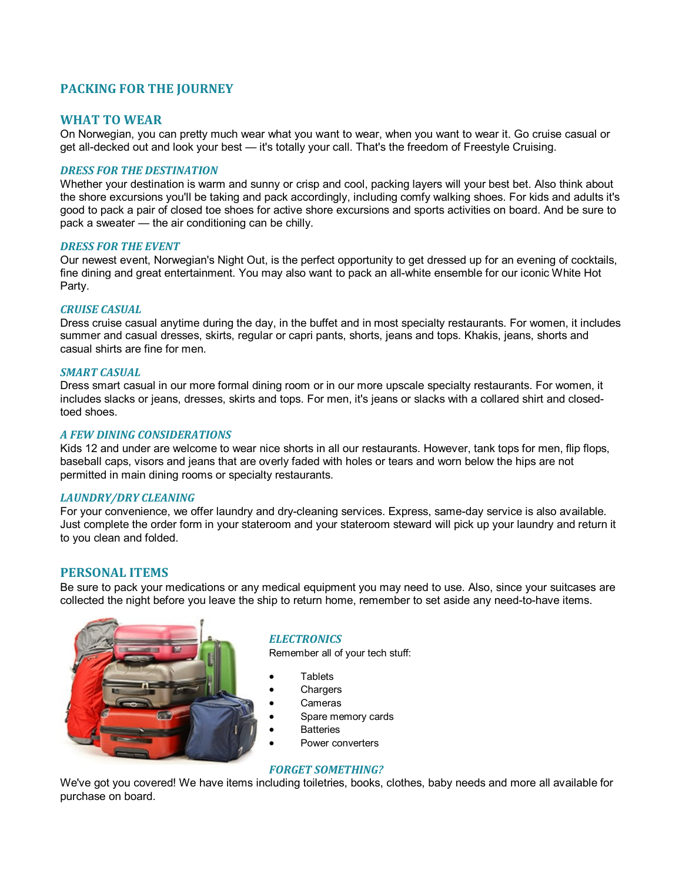# PACKING FOR THE JOURNEY

## WHAT TO WEAR

On Norwegian, you can pretty much wear what you want to wear, when you want to wear it. Go cruise casual or get all-decked out and look your best — it's totally your call. That's the freedom of Freestyle Cruising.

### *DRESS FOR THE DESTINATION*

Whether your destination is warm and sunny or crisp and cool, packing layers will your best bet. Also think about the shore excursions you'll be taking and pack accordingly, including comfy walking shoes. For kids and adults it's good to pack a pair of closed toe shoes for active shore excursions and sports activities on board. And be sure to pack a sweater — the air conditioning can be chilly.

### *DRESS FOR THE EVENT*

Our newest event, Norwegian's Night Out, is the perfect opportunity to get dressed up for an evening of cocktails, fine dining and great entertainment. You may also want to pack an all-white ensemble for our iconic White Hot Party.

### *CRUISE CASUAL*

Dress cruise casual anytime during the day, in the buffet and in most specialty restaurants. For women, it includes summer and casual dresses, skirts, regular or capri pants, shorts, jeans and tops. Khakis, jeans, shorts and casual shirts are fine for men.

### *SMART CASUAL*

Dress smart casual in our more formal dining room or in our more upscale specialty restaurants. For women, it includes slacks or jeans, dresses, skirts and tops. For men, it's jeans or slacks with a collared shirt and closed-toed shoes.

### *A FEW DINING CONSIDERATIONS*

Kids 12 and under are welcome to wear nice shorts in all our restaurants. However, tank tops for men, flip flops, baseball caps, visors and jeans that are overly faded with holes or tears and worn below the hips are not permitted in main dining rooms or specialty restaurants.

### *LAUNDRY/DRY CLEANING*

For your convenience, we offer laundry and dry-cleaning services. Express, same-day service is also available. Just complete the order form in your stateroom and your stateroom steward will pick up your laundry and return it to you clean and folded.

## PERSONAL ITEMS

Be sure to pack your medications or any medical equipment you may need to use. Also, since your suitcases are collected the night before you leave the ship to return home, remember to set aside any need-to-have items.

### *ELECTRONICS*

Remember all of your tech stuff:

- Tablets
- Chargers
- Cameras
- Spare memory cards
- Batteries
- Power converters

### *FORGET SOMETHING?*

We've got you covered! We have items including toiletries, books, clothes, baby needs and more all available for purchase on board.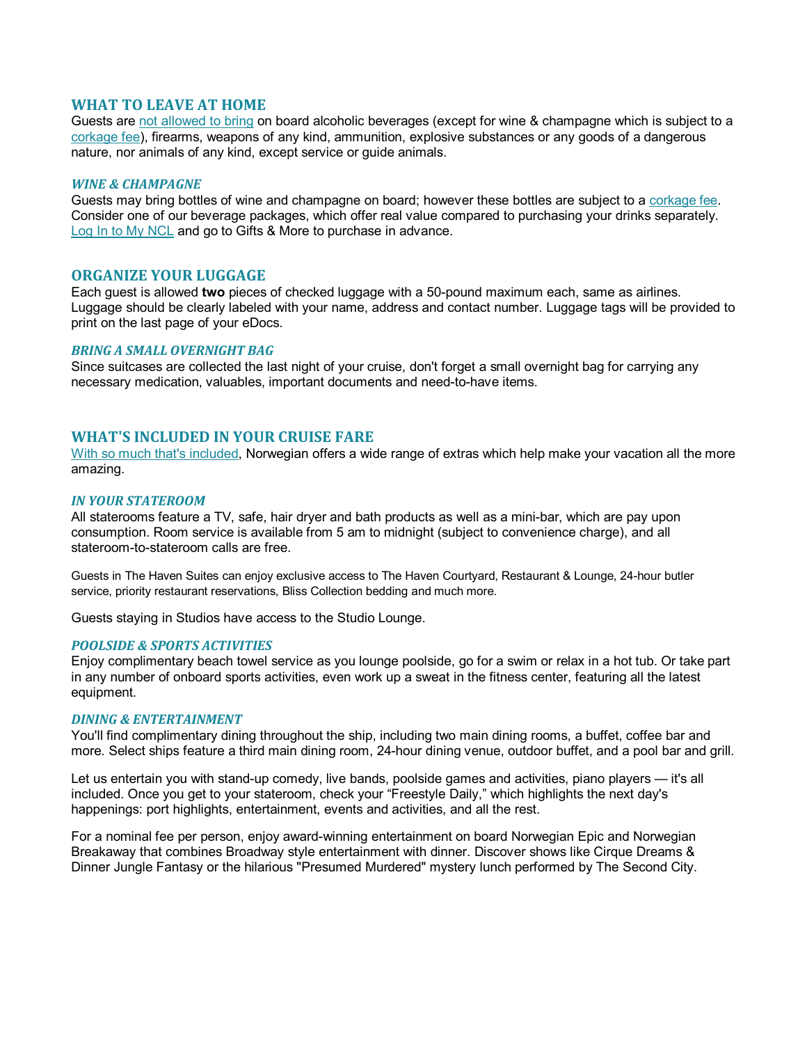## WHAT TO LEAVE AT HOME

Guests are not allowed to bring on board alcoholic beverages (except for wine & champagne which is subject to a corkage fee), firearms, weapons of any kind, ammunition, explosive substances or any goods of a dangerous nature, nor animals of any kind, except service or guide animals.

### *WINE & CHAMPAGNE*

Guests may bring bottles of wine and champagne on board; however these bottles are subject to a corkage fee. Consider one of our beverage packages, which offer real value compared to purchasing your drinks separately. Log In to My NCL and go to Gifts & More to purchase in advance.

## ORGANIZE YOUR LUGGAGE

Each guest is allowed **two** pieces of checked luggage with a 50-pound maximum each, same as airlines. Luggage should be clearly labeled with your name, address and contact number. Luggage tags will be provided to print on the last page of your eDocs.

### *BRING A SMALL OVERNIGHT BAG*

Since suitcases are collected the last night of your cruise, don't forget a small overnight bag for carrying any necessary medication, valuables, important documents and need-to-have items.

## WHAT'S INCLUDED IN YOUR CRUISE FARE

With so much that's included, Norwegian offers a wide range of extras which help make your vacation all the more amazing.

### *IN YOUR STATEROOM*

All staterooms feature a TV, safe, hair dryer and bath products as well as a mini-bar, which are pay upon consumption. Room service is available from 5 am to midnight (subject to convenience charge), and all stateroom-to-stateroom calls are free.

Guests in The Haven Suites can enjoy exclusive access to The Haven Courtyard, Restaurant & Lounge, 24-hour butler service, priority restaurant reservations, Bliss Collection bedding and much more.

Guests staying in Studios have access to the Studio Lounge.

### *POOLSIDE & SPORTS ACTIVITIES*

Enjoy complimentary beach towel service as you lounge poolside, go for a swim or relax in a hot tub. Or take part in any number of onboard sports activities, even work up a sweat in the fitness center, featuring all the latest equipment.

### *DINING & ENTERTAINMENT*

You'll find complimentary dining throughout the ship, including two main dining rooms, a buffet, coffee bar and more. Select ships feature a third main dining room, 24-hour dining venue, outdoor buffet, and a pool bar and grill.

Let us entertain you with stand-up comedy, live bands, poolside games and activities, piano players — it's all included. Once you get to your stateroom, check your "Freestyle Daily," which highlights the next day's happenings: port highlights, entertainment, events and activities, and all the rest.

For a nominal fee per person, enjoy award-winning entertainment on board Norwegian Epic and Norwegian Breakaway that combines Broadway style entertainment with dinner. Discover shows like Cirque Dreams & Dinner Jungle Fantasy or the hilarious "Presumed Murdered" mystery lunch performed by The Second City.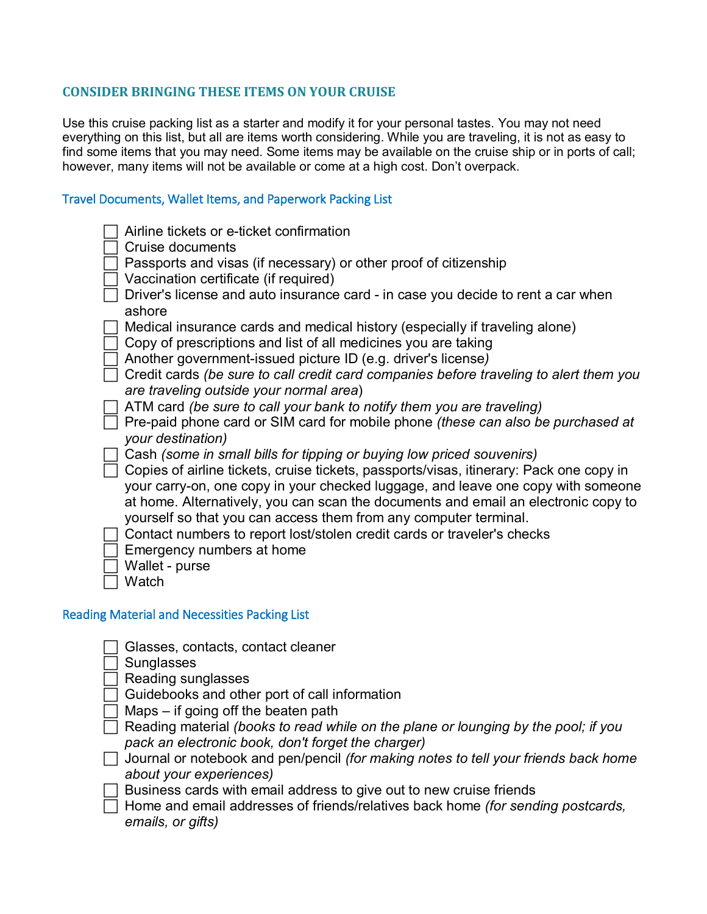## CONSIDER BRINGING THESE ITEMS ON YOUR CRUISE

Use this cruise packing list as a starter and modify it for your personal tastes. You may not need everything on this list, but all are items worth considering. While you are traveling, it is not as easy to find some items that you may need. Some items may be available on the cruise ship or in ports of call; however, many items will not be available or come at a high cost. Don't overpack.

### Travel Documents, Wallet Items, and Paperwork Packing List

- [ ] Airline tickets or e-ticket confirmation
- [ ] Cruise documents
- [ ] Passports and visas (if necessary) or other proof of citizenship
- [ ] Vaccination certificate (if required)
- [ ] Driver's license and auto insurance card - in case you decide to rent a car when ashore
- [ ] Medical insurance cards and medical history (especially if traveling alone)
- [ ] Copy of prescriptions and list of all medicines you are taking
- [ ] Another government-issued picture ID (e.g. driver's license*)*
- [ ] Credit cards *(be sure to call credit card companies before traveling to alert them you are traveling outside your normal area*)
- [ ] ATM card *(be sure to call your bank to notify them you are traveling)*
- [ ] Pre-paid phone card or SIM card for mobile phone *(these can also be purchased at your destination)*
- [ ] Cash *(some in small bills for tipping or buying low priced souvenirs)*
- [ ] Copies of airline tickets, cruise tickets, passports/visas, itinerary: Pack one copy in your carry-on, one copy in your checked luggage, and leave one copy with someone at home. Alternatively, you can scan the documents and email an electronic copy to yourself so that you can access them from any computer terminal.
- [ ] Contact numbers to report lost/stolen credit cards or traveler's checks
- [ ] Emergency numbers at home
- [ ] Wallet - purse
- [ ] Watch

### Reading Material and Necessities Packing List

- [ ] Glasses, contacts, contact cleaner
- [ ] Sunglasses
- [ ] Reading sunglasses
- [ ] Guidebooks and other port of call information
- [ ] Maps – if going off the beaten path
- [ ] Reading material *(books to read while on the plane or lounging by the pool; if you pack an electronic book, don't forget the charger)*
- [ ] Journal or notebook and pen/pencil *(for making notes to tell your friends back home about your experiences)*
- [ ] Business cards with email address to give out to new cruise friends
- [ ] Home and email addresses of friends/relatives back home *(for sending postcards, emails, or gifts)*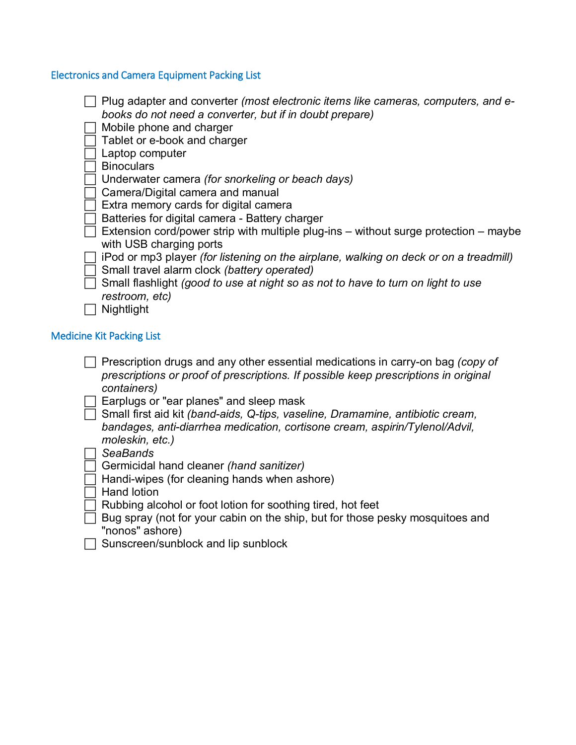## Electronics and Camera Equipment Packing List

- ☐ Plug adapter and converter *(most electronic items like cameras, computers, and e-books do not need a converter, but if in doubt prepare)*
- ☐ Mobile phone and charger
- ☐ Tablet or e-book and charger
- ☐ Laptop computer
- ☐ Binoculars
- ☐ Underwater camera *(for snorkeling or beach days)*
- ☐ Camera/Digital camera and manual
- ☐ Extra memory cards for digital camera
- ☐ Batteries for digital camera - Battery charger
- ☐ Extension cord/power strip with multiple plug-ins – without surge protection – maybe with USB charging ports
- ☐ iPod or mp3 player *(for listening on the airplane, walking on deck or on a treadmill)*
- ☐ Small travel alarm clock *(battery operated)*
- ☐ Small flashlight *(good to use at night so as not to have to turn on light to use restroom, etc)*
- ☐ Nightlight

## Medicine Kit Packing List

- ☐ Prescription drugs and any other essential medications in carry-on bag *(copy of prescriptions or proof of prescriptions. If possible keep prescriptions in original containers)*
- ☐ Earplugs or "ear planes" and sleep mask
- ☐ Small first aid kit *(band-aids, Q-tips, vaseline, Dramamine, antibiotic cream, bandages, anti-diarrhea medication, cortisone cream, aspirin/Tylenol/Advil, moleskin, etc.)*
- ☐ *SeaBands*
- ☐ Germicidal hand cleaner *(hand sanitizer)*
- ☐ Handi-wipes (for cleaning hands when ashore)
- ☐ Hand lotion
- ☐ Rubbing alcohol or foot lotion for soothing tired, hot feet
- ☐ Bug spray (not for your cabin on the ship, but for those pesky mosquitoes and "nonos" ashore)
- ☐ Sunscreen/sunblock and lip sunblock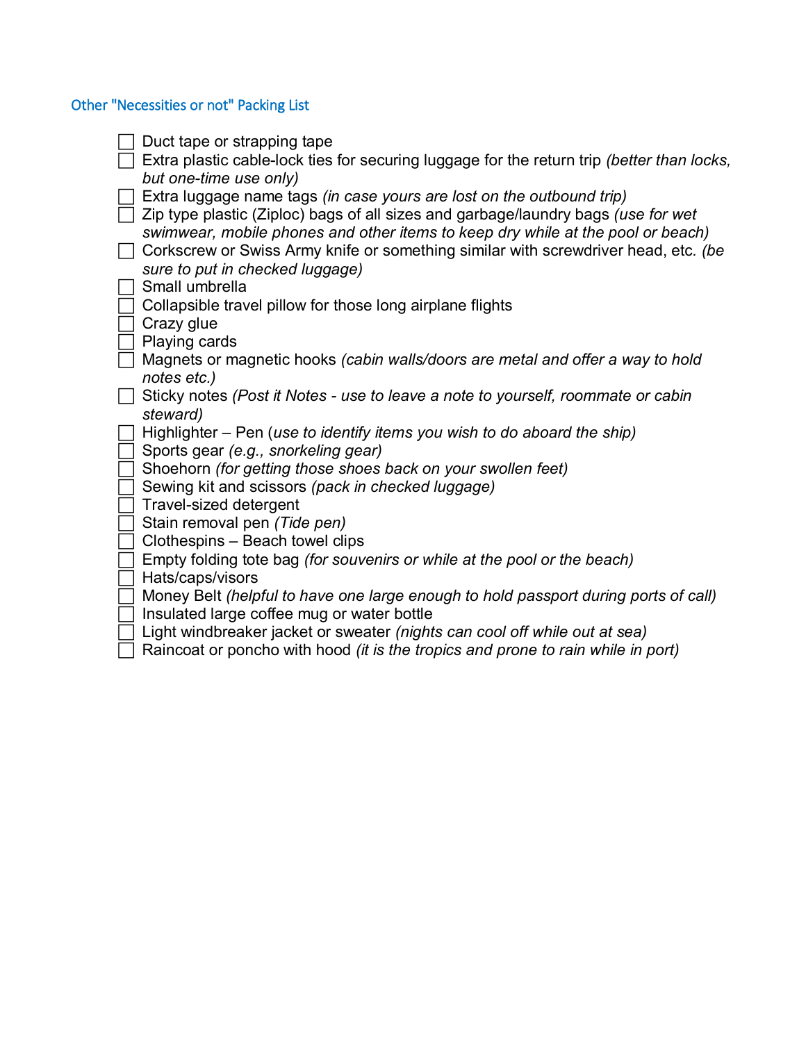## Other "Necessities or not" Packing List

- [ ] Duct tape or strapping tape
- [ ] Extra plastic cable-lock ties for securing luggage for the return trip *(better than locks, but one-time use only)*
- [ ] Extra luggage name tags *(in case yours are lost on the outbound trip)*
- [ ] Zip type plastic (Ziploc) bags of all sizes and garbage/laundry bags *(use for wet swimwear, mobile phones and other items to keep dry while at the pool or beach)*
- [ ] Corkscrew or Swiss Army knife or something similar with screwdriver head, etc. *(be sure to put in checked luggage)*
- [ ] Small umbrella
- [ ] Collapsible travel pillow for those long airplane flights
- [ ] Crazy glue
- [ ] Playing cards
- [ ] Magnets or magnetic hooks *(cabin walls/doors are metal and offer a way to hold notes etc.)*
- [ ] Sticky notes *(Post it Notes - use to leave a note to yourself, roommate or cabin steward)*
- [ ] Highlighter – Pen (*use to identify items you wish to do aboard the ship)*
- [ ] Sports gear *(e.g., snorkeling gear)*
- [ ] Shoehorn *(for getting those shoes back on your swollen feet)*
- [ ] Sewing kit and scissors *(pack in checked luggage)*
- [ ] Travel-sized detergent
- [ ] Stain removal pen *(Tide pen)*
- [ ] Clothespins – Beach towel clips
- [ ] Empty folding tote bag *(for souvenirs or while at the pool or the beach)*
- [ ] Hats/caps/visors
- [ ] Money Belt *(helpful to have one large enough to hold passport during ports of call)*
- [ ] Insulated large coffee mug or water bottle
- [ ] Light windbreaker jacket or sweater *(nights can cool off while out at sea)*
- [ ] Raincoat or poncho with hood *(it is the tropics and prone to rain while in port)*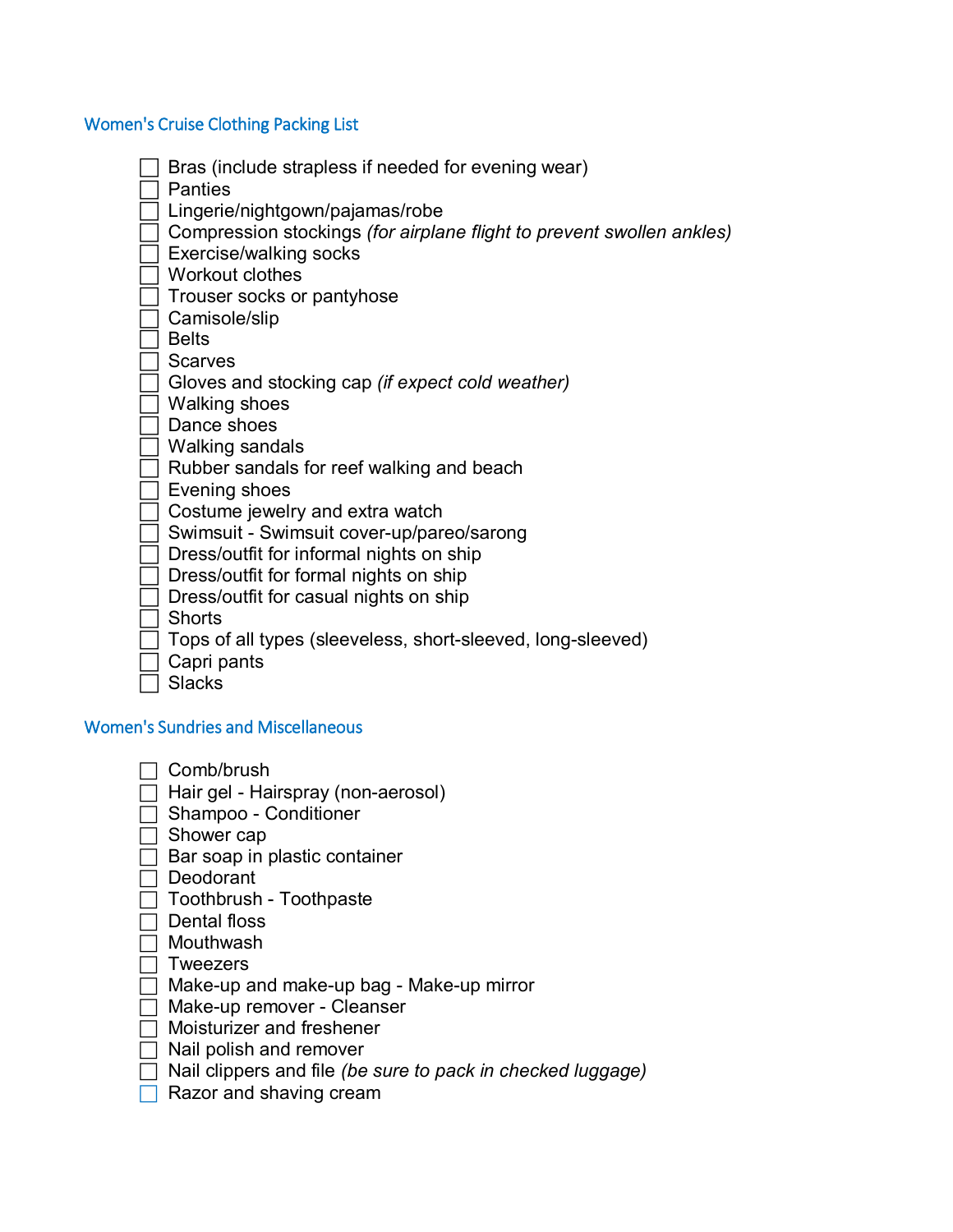## Women's Cruise Clothing Packing List

- [ ] Bras (include strapless if needed for evening wear)
- [ ] Panties
- [ ] Lingerie/nightgown/pajamas/robe
- [ ] Compression stockings *(for airplane flight to prevent swollen ankles)*
- [ ] Exercise/walking socks
- [ ] Workout clothes
- [ ] Trouser socks or pantyhose
- [ ] Camisole/slip
- [ ] Belts
- [ ] Scarves
- [ ] Gloves and stocking cap *(if expect cold weather)*
- [ ] Walking shoes
- [ ] Dance shoes
- [ ] Walking sandals
- [ ] Rubber sandals for reef walking and beach
- [ ] Evening shoes
- [ ] Costume jewelry and extra watch
- [ ] Swimsuit - Swimsuit cover-up/pareo/sarong
- [ ] Dress/outfit for informal nights on ship
- [ ] Dress/outfit for formal nights on ship
- [ ] Dress/outfit for casual nights on ship
- [ ] Shorts
- [ ] Tops of all types (sleeveless, short-sleeved, long-sleeved)
- [ ] Capri pants
- [ ] Slacks

## Women's Sundries and Miscellaneous

- [ ] Comb/brush
- [ ] Hair gel - Hairspray (non-aerosol)
- [ ] Shampoo - Conditioner
- [ ] Shower cap
- [ ] Bar soap in plastic container
- [ ] Deodorant
- [ ] Toothbrush - Toothpaste
- [ ] Dental floss
- [ ] Mouthwash
- [ ] Tweezers
- [ ] Make-up and make-up bag - Make-up mirror
- [ ] Make-up remover - Cleanser
- [ ] Moisturizer and freshener
- [ ] Nail polish and remover
- [ ] Nail clippers and file *(be sure to pack in checked luggage)*
- [ ] Razor and shaving cream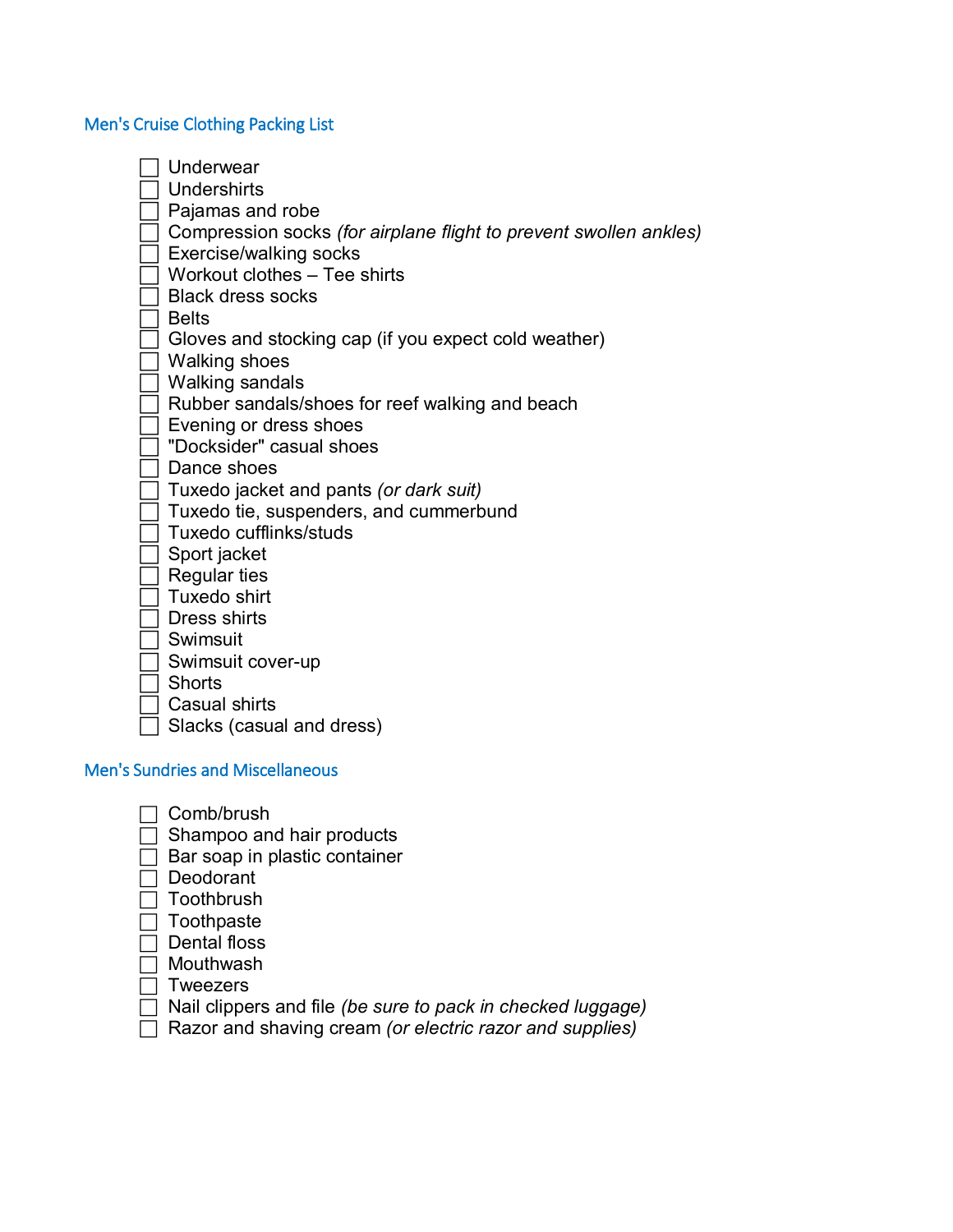## Men's Cruise Clothing Packing List

- [ ] Underwear
- [ ] Undershirts
- [ ] Pajamas and robe
- [ ] Compression socks *(for airplane flight to prevent swollen ankles)*
- [ ] Exercise/walking socks
- [ ] Workout clothes – Tee shirts
- [ ] Black dress socks
- [ ] Belts
- [ ] Gloves and stocking cap (if you expect cold weather)
- [ ] Walking shoes
- [ ] Walking sandals
- [ ] Rubber sandals/shoes for reef walking and beach
- [ ] Evening or dress shoes
- [ ] "Docksider" casual shoes
- [ ] Dance shoes
- [ ] Tuxedo jacket and pants *(or dark suit)*
- [ ] Tuxedo tie, suspenders, and cummerbund
- [ ] Tuxedo cufflinks/studs
- [ ] Sport jacket
- [ ] Regular ties
- [ ] Tuxedo shirt
- [ ] Dress shirts
- [ ] Swimsuit
- [ ] Swimsuit cover-up
- [ ] Shorts
- [ ] Casual shirts
- [ ] Slacks (casual and dress)

## Men's Sundries and Miscellaneous

- [ ] Comb/brush
- [ ] Shampoo and hair products
- [ ] Bar soap in plastic container
- [ ] Deodorant
- [ ] Toothbrush
- [ ] Toothpaste
- [ ] Dental floss
- [ ] Mouthwash
- [ ] Tweezers
- [ ] Nail clippers and file *(be sure to pack in checked luggage)*
- [ ] Razor and shaving cream *(or electric razor and supplies)*